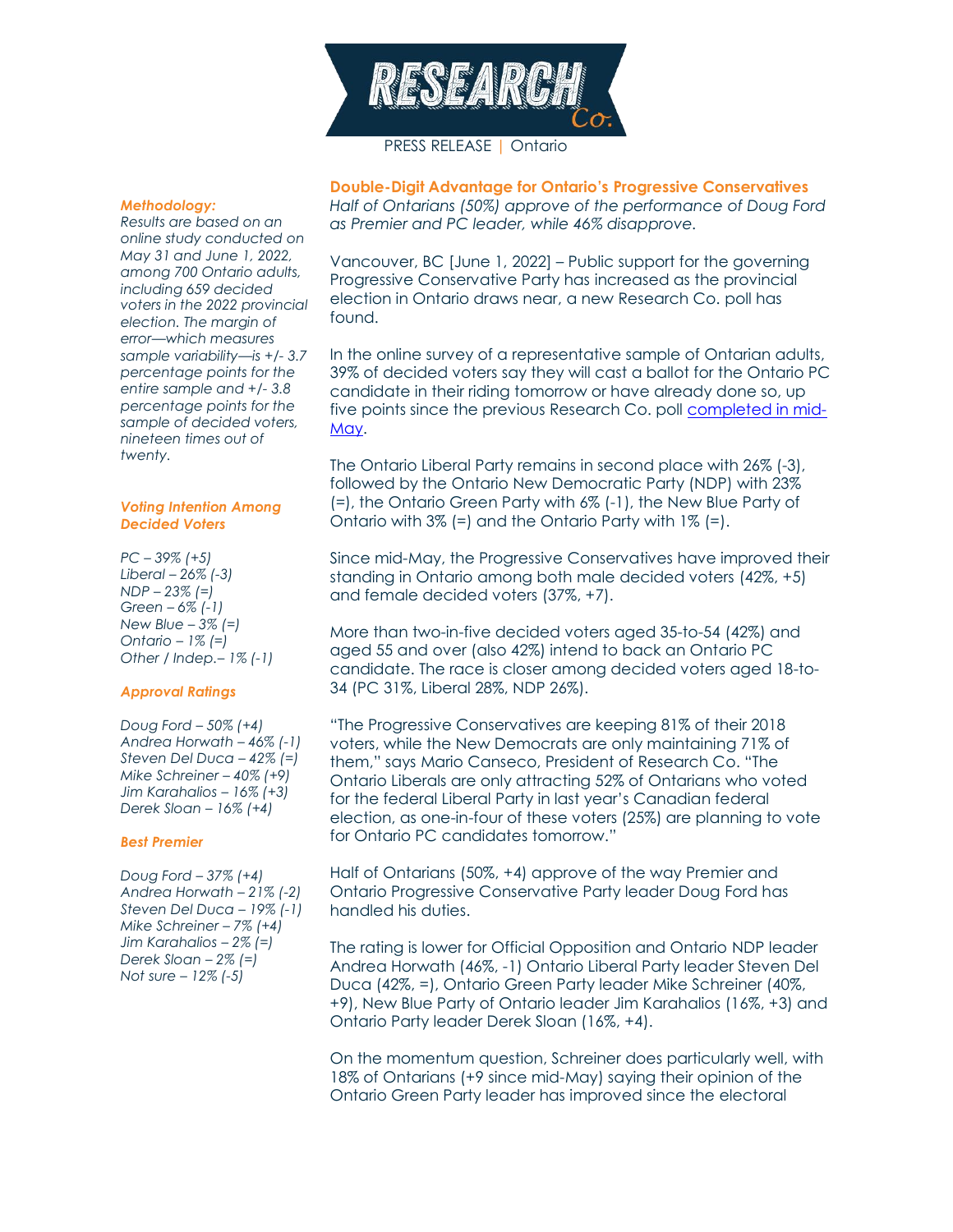PRESS RELEASE | Ontario

## Double-Digit Advantage for Ontario's Progressive Conservatives

*Half of Ontarians (50%) approve of the performance of Doug Ford as Premier and PC leader, while 46% disapprove.*

Vancouver, BC [June 1, 2022] – Public support for the governing Progressive Conservative Party has increased as the provincial election in Ontario draws near, a new Research Co. poll has found.

In the online survey of a representative sample of Ontarian adults, 39% of decided voters say they will cast a ballot for the Ontario PC candidate in their riding tomorrow or have already done so, up five points since the previous Research Co. poll completed in mid-May.

The Ontario Liberal Party remains in second place with 26% (-3), followed by the Ontario New Democratic Party (NDP) with 23% (=), the Ontario Green Party with 6% (-1), the New Blue Party of Ontario with 3% (=) and the Ontario Party with 1% (=).

Since mid-May, the Progressive Conservatives have improved their standing in Ontario among both male decided voters (42%, +5) and female decided voters (37%, +7).

More than two-in-five decided voters aged 35-to-54 (42%) and aged 55 and over (also 42%) intend to back an Ontario PC candidate. The race is closer among decided voters aged 18-to-34 (PC 31%, Liberal 28%, NDP 26%).

"The Progressive Conservatives are keeping 81% of their 2018 voters, while the New Democrats are only maintaining 71% of them," says Mario Canseco, President of Research Co. "The Ontario Liberals are only attracting 52% of Ontarians who voted for the federal Liberal Party in last year's Canadian federal election, as one-in-four of these voters (25%) are planning to vote for Ontario PC candidates tomorrow."

Half of Ontarians (50%, +4) approve of the way Premier and Ontario Progressive Conservative Party leader Doug Ford has handled his duties.

The rating is lower for Official Opposition and Ontario NDP leader Andrea Horwath (46%, -1) Ontario Liberal Party leader Steven Del Duca (42%, =), Ontario Green Party leader Mike Schreiner (40%, +9), New Blue Party of Ontario leader Jim Karahalios (16%, +3) and Ontario Party leader Derek Sloan (16%, +4).

On the momentum question, Schreiner does particularly well, with 18% of Ontarians (+9 since mid-May) saying their opinion of the Ontario Green Party leader has improved since the electoral

### *Methodology:*

*Results are based on an online study conducted on May 31 and June 1, 2022, among 700 Ontario adults, including 659 decided voters in the 2022 provincial election. The margin of error—which measures sample variability—is +/- 3.7 percentage points for the entire sample and +/- 3.8 percentage points for the sample of decided voters, nineteen times out of twenty.*

### *Voting Intention Among Decided Voters*

*PC – 39% (+5)*
*Liberal – 26% (-3)*
*NDP – 23% (=)*
*Green – 6% (-1)*
*New Blue – 3% (=)*
*Ontario – 1% (=)*
*Other / Indep.– 1% (-1)*

### *Approval Ratings*

*Doug Ford – 50% (+4)*
*Andrea Horwath – 46% (-1)*
*Steven Del Duca – 42% (=)*
*Mike Schreiner – 40% (+9)*
*Jim Karahalios – 16% (+3)*
*Derek Sloan – 16% (+4)*

### *Best Premier*

*Doug Ford – 37% (+4)*
*Andrea Horwath – 21% (-2)*
*Steven Del Duca – 19% (-1)*
*Mike Schreiner – 7% (+4)*
*Jim Karahalios – 2% (=)*
*Derek Sloan – 2% (=)*
*Not sure – 12% (-5)*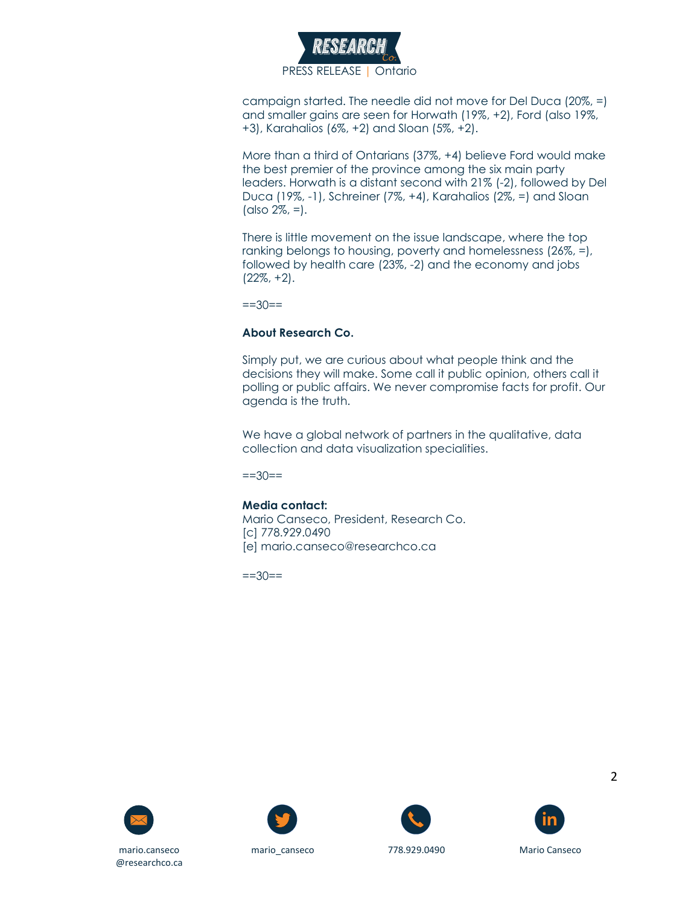campaign started. The needle did not move for Del Duca (20%, =) and smaller gains are seen for Horwath (19%, +2), Ford (also 19%, +3), Karahalios (6%, +2) and Sloan (5%, +2).

More than a third of Ontarians (37%, +4) believe Ford would make the best premier of the province among the six main party leaders. Horwath is a distant second with 21% (-2), followed by Del Duca (19%, -1), Schreiner (7%, +4), Karahalios (2%, =) and Sloan (also 2%, =).

There is little movement on the issue landscape, where the top ranking belongs to housing, poverty and homelessness (26%, =), followed by health care (23%, -2) and the economy and jobs (22%, +2).

==30==

**About Research Co.**

Simply put, we are curious about what people think and the decisions they will make. Some call it public opinion, others call it polling or public affairs. We never compromise facts for profit. Our agenda is the truth.

We have a global network of partners in the qualitative, data collection and data visualization specialities.

==30==

**Media contact:**
Mario Canseco, President, Research Co.
[c] 778.929.0490
[e] mario.canseco@researchco.ca

==30==